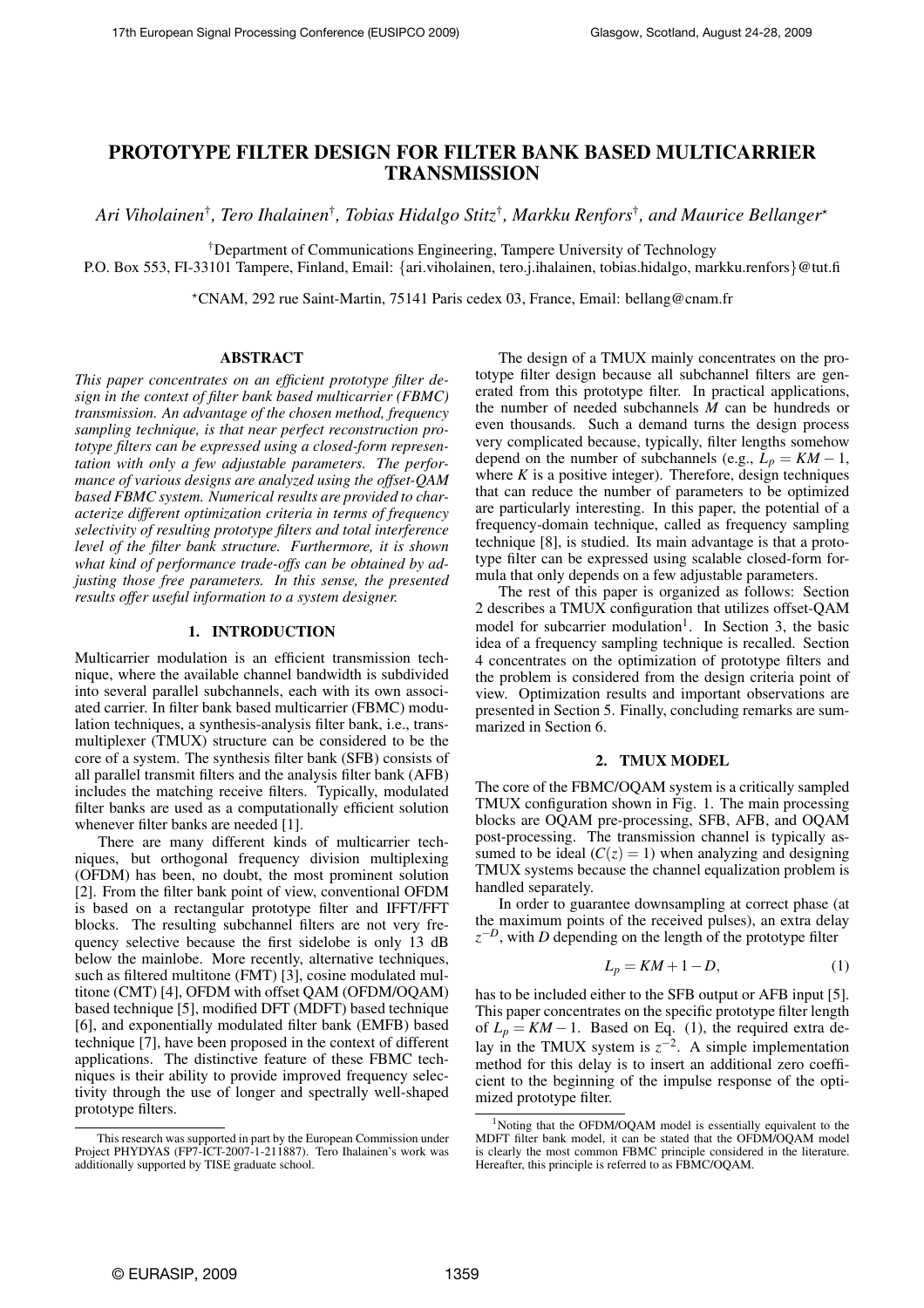# PROTOTYPE FILTER DESIGN FOR FILTER BANK BASED MULTICARRIER TRANSMISSION

*Ari Viholainen†, Tero Ihalainen†, Tobias Hidalgo Stitz†, Markku Renfors†, and Maurice Bellanger⋆*

†Department of Communications Engineering, Tampere University of Technology
P.O. Box 553, FI-33101 Tampere, Finland, Email: {ari.viholainen, tero.j.ihalainen, tobias.hidalgo, markku.renfors}@tut.fi

⋆CNAM, 292 rue Saint-Martin, 75141 Paris cedex 03, France, Email: bellang@cnam.fr

## ABSTRACT

*This paper concentrates on an efficient prototype filter design in the context of filter bank based multicarrier (FBMC) transmission. An advantage of the chosen method, frequency sampling technique, is that near perfect reconstruction prototype filters can be expressed using a closed-form representation with only a few adjustable parameters. The performance of various designs are analyzed using the offset-QAM based FBMC system. Numerical results are provided to characterize different optimization criteria in terms of frequency selectivity of resulting prototype filters and total interference level of the filter bank structure. Furthermore, it is shown what kind of performance trade-offs can be obtained by adjusting those free parameters. In this sense, the presented results offer useful information to a system designer.*

## 1. INTRODUCTION

Multicarrier modulation is an efficient transmission technique, where the available channel bandwidth is subdivided into several parallel subchannels, each with its own associated carrier. In filter bank based multicarrier (FBMC) modulation techniques, a synthesis-analysis filter bank, i.e., transmultiplexer (TMUX) structure can be considered to be the core of a system. The synthesis filter bank (SFB) consists of all parallel transmit filters and the analysis filter bank (AFB) includes the matching receive filters. Typically, modulated filter banks are used as a computationally efficient solution whenever filter banks are needed [1].

There are many different kinds of multicarrier techniques, but orthogonal frequency division multiplexing (OFDM) has been, no doubt, the most prominent solution [2]. From the filter bank point of view, conventional OFDM is based on a rectangular prototype filter and IFFT/FFT blocks. The resulting subchannel filters are not very frequency selective because the first sidelobe is only 13 dB below the mainlobe. More recently, alternative techniques, such as filtered multitone (FMT) [3], cosine modulated multitone (CMT) [4], OFDM with offset QAM (OFDM/OQAM) based technique [5], modified DFT (MDFT) based technique [6], and exponentially modulated filter bank (EMFB) based technique [7], have been proposed in the context of different applications. The distinctive feature of these FBMC techniques is their ability to provide improved frequency selectivity through the use of longer and spectrally well-shaped prototype filters.

The design of a TMUX mainly concentrates on the prototype filter design because all subchannel filters are generated from this prototype filter. In practical applications, the number of needed subchannels $M$ can be hundreds or even thousands. Such a demand turns the design process very complicated because, typically, filter lengths somehow depend on the number of subchannels (e.g., $L_p = KM-1$, where $K$ is a positive integer). Therefore, design techniques that can reduce the number of parameters to be optimized are particularly interesting. In this paper, the potential of a frequency-domain technique, called as frequency sampling technique [8], is studied. Its main advantage is that a prototype filter can be expressed using scalable closed-form formula that only depends on a few adjustable parameters.

The rest of this paper is organized as follows: Section 2 describes a TMUX configuration that utilizes offset-QAM model for subcarrier modulation[1]. In Section 3, the basic idea of a frequency sampling technique is recalled. Section 4 concentrates on the optimization of prototype filters and the problem is considered from the design criteria point of view. Optimization results and important observations are presented in Section 5. Finally, concluding remarks are summarized in Section 6.

## 2. TMUX MODEL

The core of the FBMC/OQAM system is a critically sampled TMUX configuration shown in Fig. 1. The main processing blocks are OQAM pre-processing, SFB, AFB, and OQAM post-processing. The transmission channel is typically assumed to be ideal ($C(z) = 1$) when analyzing and designing TMUX systems because the channel equalization problem is handled separately.

In order to guarantee downsampling at correct phase (at the maximum points of the received pulses), an extra delay $z^{-D}$, with $D$ depending on the length of the prototype filter

$$L_p = KM + 1 - D, \tag{1}$$

has to be included either to the SFB output or AFB input [5]. This paper concentrates on the specific prototype filter length of $L_p = KM-1$. Based on Eq. (1), the required extra delay in the TMUX system is $z^{-2}$. A simple implementation method for this delay is to insert an additional zero coefficient to the beginning of the impulse response of the optimized prototype filter.

---

This research was supported in part by the European Commission under Project PHYDYAS (FP7-ICT-2007-1-211887). Tero Ihalainen's work was additionally supported by TISE graduate school.

[1] Noting that the OFDM/OQAM model is essentially equivalent to the MDFT filter bank model, it can be stated that the OFDM/OQAM model is clearly the most common FBMC principle considered in the literature. Hereafter, this principle is referred to as FBMC/OQAM.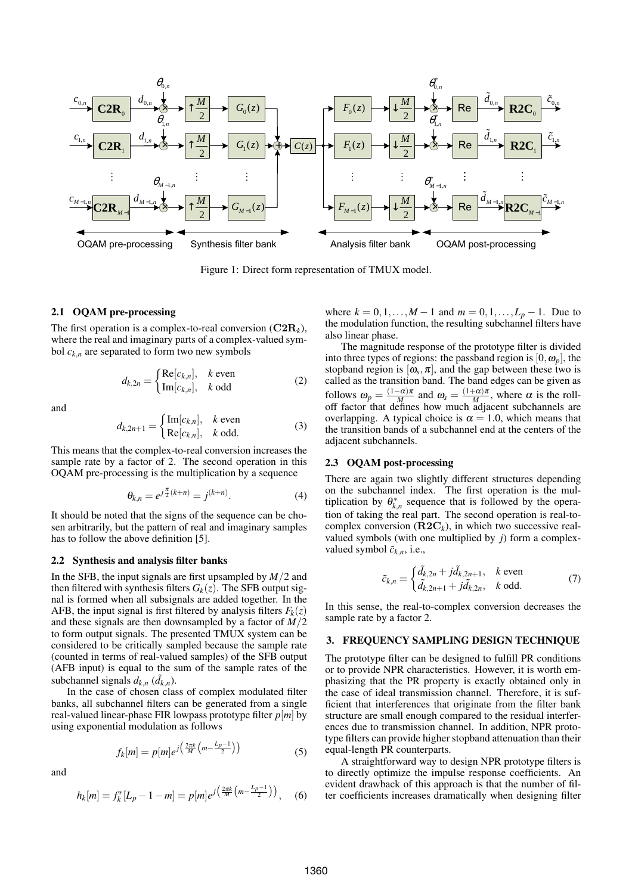Figure 1: Direct form representation of TMUX model.

### 2.1 OQAM pre-processing

The first operation is a complex-to-real conversion ($\mathbf{C2R}_k$), where the real and imaginary parts of a complex-valued symbol $c_{k,n}$ are separated to form two new symbols

$$d_{k,2n} = \begin{cases} \text{Re}[c_{k,n}], & k \text{ even} \\ \text{Im}[c_{k,n}], & k \text{ odd} \end{cases} \tag{2}$$

and

$$d_{k,2n+1} = \begin{cases} \text{Im}[c_{k,n}], & k \text{ even} \\ \text{Re}[c_{k,n}], & k \text{ odd.} \end{cases} \tag{3}$$

This means that the complex-to-real conversion increases the sample rate by a factor of 2. The second operation in this OQAM pre-processing is the multiplication by a sequence

$$\theta_{k,n} = e^{j\frac{\pi}{2}(k+n)} = j^{(k+n)}. \tag{4}$$

It should be noted that the signs of the sequence can be chosen arbitrarily, but the pattern of real and imaginary samples has to follow the above definition [5].

### 2.2 Synthesis and analysis filter banks

In the SFB, the input signals are first upsampled by $M/2$ and then filtered with synthesis filters $G_k(z)$. The SFB output signal is formed when all subsignals are added together. In the AFB, the input signal is first filtered by analysis filters $F_k(z)$ and these signals are then downsampled by a factor of $M/2$ to form output signals. The presented TMUX system can be considered to be critically sampled because the sample rate (counted in terms of real-valued samples) of the SFB output (AFB input) is equal to the sum of the sample rates of the subchannel signals $d_{k,n}$ ($\tilde{d}_{k,n}$).

In the case of chosen class of complex modulated filter banks, all subchannel filters can be generated from a single real-valued linear-phase FIR lowpass prototype filter $p[m]$ by using exponential modulation as follows

$$f_k[m] = p[m]e^{j\left(\frac{2\pi k}{M}\left(m - \frac{L_p - 1}{2}\right)\right)} \tag{5}$$

and

$$h_k[m] = f_k^*[L_p - 1 - m] = p[m]e^{j\left(\frac{2\pi k}{M}\left(m - \frac{L_p - 1}{2}\right)\right)}, \tag{6}$$

where $k = 0, 1, \ldots, M-1$ and $m = 0, 1, \ldots, L_p - 1$. Due to the modulation function, the resulting subchannel filters have also linear phase.

The magnitude response of the prototype filter is divided into three types of regions: the passband region is $[0, \omega_p]$, the stopband region is $[\omega_s, \pi]$, and the gap between these two is called as the transition band. The band edges can be given as follows $\omega_p = \frac{(1-\alpha)\pi}{M}$ and $\omega_s = \frac{(1+\alpha)\pi}{M}$, where $\alpha$ is the roll-off factor that defines how much adjacent subchannels are overlapping. A typical choice is $\alpha = 1.0$, which means that the transition bands of a subchannel end at the centers of the adjacent subchannels.

### 2.3 OQAM post-processing

There are again two slightly different structures depending on the subchannel index. The first operation is the multiplication by $\theta_{k,n}^*$ sequence that is followed by the operation of taking the real part. The second operation is real-to-complex conversion ($\mathbf{R2C}_k$), in which two successive real-valued symbols (with one multiplied by $j$) form a complex-valued symbol $\tilde{c}_{k,n}$, i.e.,

$$\tilde{c}_{k,n} = \begin{cases} \tilde{d}_{k,2n} + j\tilde{d}_{k,2n+1}, & k \text{ even} \\ \tilde{d}_{k,2n+1} + j\tilde{d}_{k,2n}, & k \text{ odd.} \end{cases} \tag{7}$$

In this sense, the real-to-complex conversion decreases the sample rate by a factor 2.

## 3. FREQUENCY SAMPLING DESIGN TECHNIQUE

The prototype filter can be designed to fulfill PR conditions or to provide NPR characteristics. However, it is worth emphasizing that the PR property is exactly obtained only in the case of ideal transmission channel. Therefore, it is sufficient that interferences that originate from the filter bank structure are small enough compared to the residual interferences due to transmission channel. In addition, NPR prototype filters can provide higher stopband attenuation than their equal-length PR counterparts.

A straightforward way to design NPR prototype filters is to directly optimize the impulse response coefficients. An evident drawback of this approach is that the number of filter coefficients increases dramatically when designing filter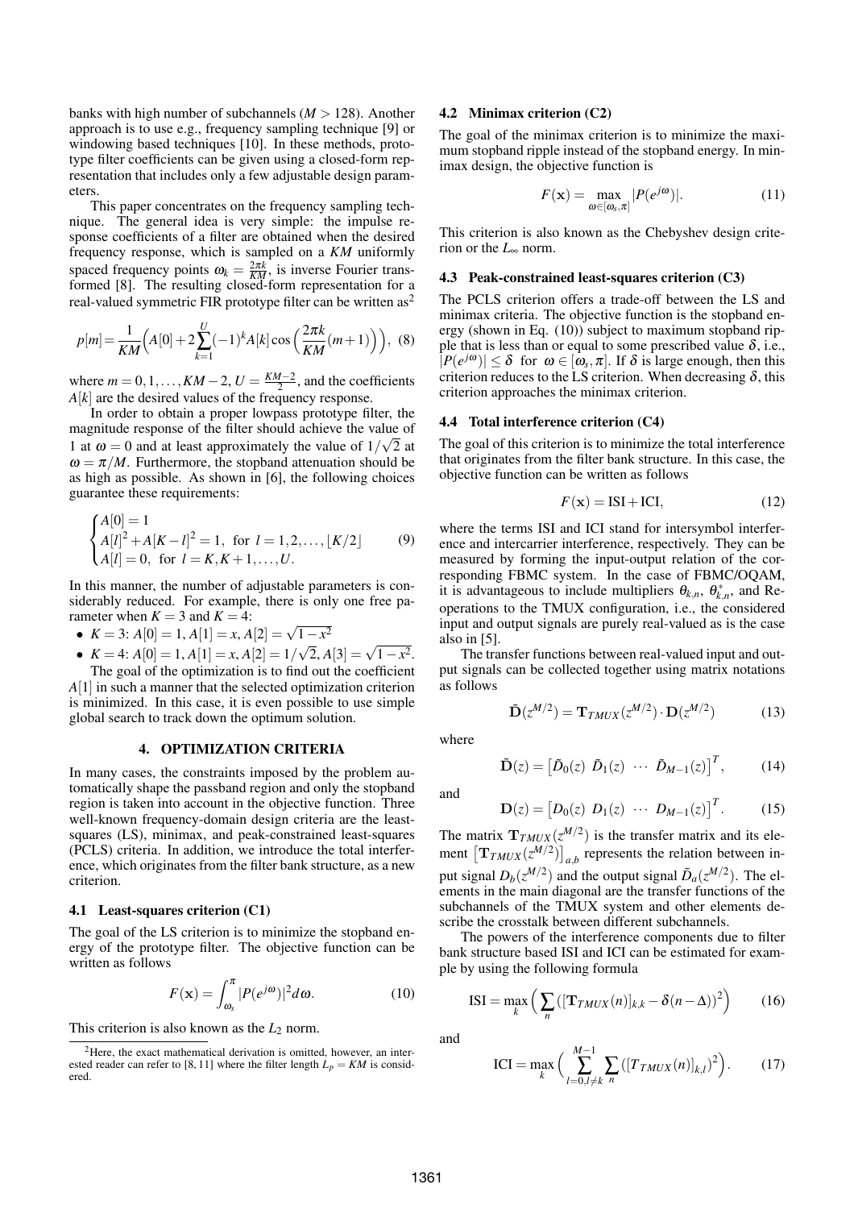banks with high number of subchannels ($M > 128$). Another approach is to use e.g., frequency sampling technique [9] or windowing based techniques [10]. In these methods, prototype filter coefficients can be given using a closed-form representation that includes only a few adjustable design parameters.

This paper concentrates on the frequency sampling technique. The general idea is very simple: the impulse response coefficients of a filter are obtained when the desired frequency response, which is sampled on a $KM$ uniformly spaced frequency points $\omega_k = \frac{2\pi k}{KM}$, is inverse Fourier transformed [8]. The resulting closed-form representation for a real-valued symmetric FIR prototype filter can be written as[2]

$$p[m] = \frac{1}{KM}\Big(A[0] + 2\sum_{k=1}^{U}(-1)^k A[k]\cos\Big(\frac{2\pi k}{KM}(m+1)\Big)\Big), \quad (8)$$

where $m = 0, 1, \ldots, KM-2$, $U = \frac{KM-2}{2}$, and the coefficients $A[k]$ are the desired values of the frequency response.

In order to obtain a proper lowpass prototype filter, the magnitude response of the filter should achieve the value of 1 at $\omega = 0$ and at least approximately the value of $1/\sqrt{2}$ at $\omega = \pi/M$. Furthermore, the stopband attenuation should be as high as possible. As shown in [6], the following choices guarantee these requirements:

$$\begin{cases} A[0] = 1 \\ A[l]^2 + A[K-l]^2 = 1, \text{ for } l = 1, 2, \ldots, \lfloor K/2 \rfloor \\ A[l] = 0, \text{ for } l = K, K+1, \ldots, U. \end{cases} \quad (9)$$

In this manner, the number of adjustable parameters is considerably reduced. For example, there is only one free parameter when $K = 3$ and $K = 4$:

- $K = 3$: $A[0] = 1$, $A[1] = x$, $A[2] = \sqrt{1-x^2}$
- $K = 4$: $A[0] = 1$, $A[1] = x$, $A[2] = 1/\sqrt{2}$, $A[3] = \sqrt{1-x^2}$.

The goal of the optimization is to find out the coefficient $A[1]$ in such a manner that the selected optimization criterion is minimized. In this case, it is even possible to use simple global search to track down the optimum solution.

## 4. OPTIMIZATION CRITERIA

In many cases, the constraints imposed by the problem automatically shape the passband region and only the stopband region is taken into account in the objective function. Three well-known frequency-domain design criteria are the least-squares (LS), minimax, and peak-constrained least-squares (PCLS) criteria. In addition, we introduce the total interference, which originates from the filter bank structure, as a new criterion.

### 4.1 Least-squares criterion (C1)

The goal of the LS criterion is to minimize the stopband energy of the prototype filter. The objective function can be written as follows

$$F(\mathbf{x}) = \int_{\omega_s}^{\pi} |P(e^{j\omega})|^2 d\omega. \quad (10)$$

This criterion is also known as the $L_2$ norm.

[2] Here, the exact mathematical derivation is omitted, however, an interested reader can refer to [8, 11] where the filter length $L_p = KM$ is considered.

### 4.2 Minimax criterion (C2)

The goal of the minimax criterion is to minimize the maximum stopband ripple instead of the stopband energy. In minimax design, the objective function is

$$F(\mathbf{x}) = \max_{\omega \in [\omega_s, \pi]} |P(e^{j\omega})|. \quad (11)$$

This criterion is also known as the Chebyshev design criterion or the $L_\infty$ norm.

### 4.3 Peak-constrained least-squares criterion (C3)

The PCLS criterion offers a trade-off between the LS and minimax criteria. The objective function is the stopband energy (shown in Eq. (10)) subject to maximum stopband ripple that is less than or equal to some prescribed value $\delta$, i.e., $|P(e^{j\omega})| \leq \delta$ for $\omega \in [\omega_s, \pi]$. If $\delta$ is large enough, then this criterion reduces to the LS criterion. When decreasing $\delta$, this criterion approaches the minimax criterion.

### 4.4 Total interference criterion (C4)

The goal of this criterion is to minimize the total interference that originates from the filter bank structure. In this case, the objective function can be written as follows

$$F(\mathbf{x}) = \mathrm{ISI} + \mathrm{ICI}, \quad (12)$$

where the terms ISI and ICI stand for intersymbol interference and intercarrier interference, respectively. They can be measured by forming the input-output relation of the corresponding FBMC system. In the case of FBMC/OQAM, it is advantageous to include multipliers $\theta_{k,n}$, $\theta^*_{k,n}$, and Re-operations to the TMUX configuration, i.e., the considered input and output signals are purely real-valued as is the case also in [5].

The transfer functions between real-valued input and output signals can be collected together using matrix notations as follows

$$\tilde{\mathbf{D}}(z^{M/2}) = \mathbf{T}_{TMUX}(z^{M/2}) \cdot \mathbf{D}(z^{M/2}) \quad (13)$$

where

$$\tilde{\mathbf{D}}(z) = \begin{bmatrix} \tilde{D}_0(z) & \tilde{D}_1(z) & \cdots & \tilde{D}_{M-1}(z) \end{bmatrix}^T, \quad (14)$$

and

$$\mathbf{D}(z) = \begin{bmatrix} D_0(z) & D_1(z) & \cdots & D_{M-1}(z) \end{bmatrix}^T. \quad (15)$$

The matrix $\mathbf{T}_{TMUX}(z^{M/2})$ is the transfer matrix and its element $\left[\mathbf{T}_{TMUX}(z^{M/2})\right]_{a,b}$ represents the relation between input signal $D_b(z^{M/2})$ and the output signal $\tilde{D}_a(z^{M/2})$. The elements in the main diagonal are the transfer functions of the subchannels of the TMUX system and other elements describe the crosstalk between different subchannels.

The powers of the interference components due to filter bank structure based ISI and ICI can be estimated for example by using the following formula

$$\mathrm{ISI} = \max_k \Big( \sum_n ([\mathbf{T}_{TMUX}(n)]_{k,k} - \delta(n-\Delta))^2 \Big) \quad (16)$$

and

$$\mathrm{ICI} = \max_k \Big( \sum_{l=0, l\neq k}^{M-1} \sum_n ([T_{TMUX}(n)]_{k,l})^2 \Big). \quad (17)$$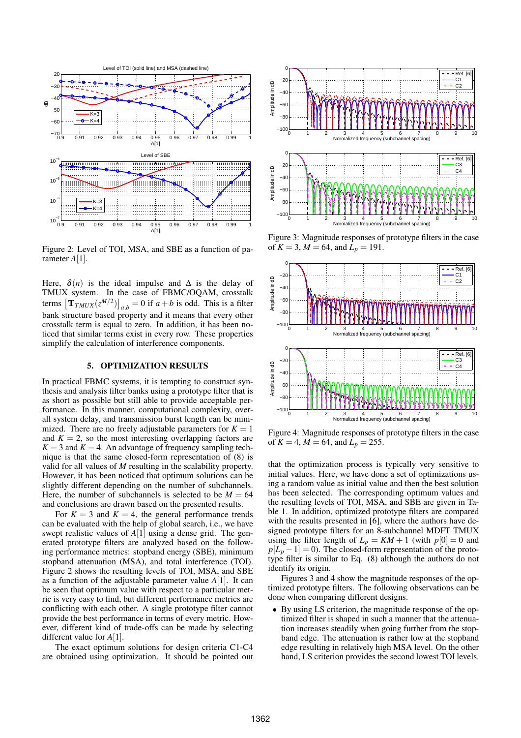Figure 2: Level of TOI, MSA, and SBE as a function of parameter $A[1]$.

Here, $\delta(n)$ is the ideal impulse and $\Delta$ is the delay of TMUX system. In the case of FBMC/OQAM, crosstalk terms $\left[\mathbf{T}_{TMUX}(z^{M/2})\right]_{a,b} = 0$ if $a+b$ is odd. This is a filter bank structure based property and it means that every other crosstalk term is equal to zero. In addition, it has been noticed that similar terms exist in every row. These properties simplify the calculation of interference components.

## 5. OPTIMIZATION RESULTS

In practical FBMC systems, it is tempting to construct synthesis and analysis filter banks using a prototype filter that is as short as possible but still able to provide acceptable performance. In this manner, computational complexity, overall system delay, and transmission burst length can be minimized. There are no freely adjustable parameters for $K = 1$ and $K = 2$, so the most interesting overlapping factors are $K = 3$ and $K = 4$. An advantage of frequency sampling technique is that the same closed-form representation of (8) is valid for all values of $M$ resulting in the scalability property. However, it has been noticed that optimum solutions can be slightly different depending on the number of subchannels. Here, the number of subchannels is selected to be $M = 64$ and conclusions are drawn based on the presented results.

For $K = 3$ and $K = 4$, the general performance trends can be evaluated with the help of global search, i.e., we have swept realistic values of $A[1]$ using a dense grid. The generated prototype filters are analyzed based on the following performance metrics: stopband energy (SBE), minimum stopband attenuation (MSA), and total interference (TOI). Figure 2 shows the resulting levels of TOI, MSA, and SBE as a function of the adjustable parameter value $A[1]$. It can be seen that optimum value with respect to a particular metric is very easy to find, but different performance metrics are conflicting with each other. A single prototype filter cannot provide the best performance in terms of every metric. However, different kind of trade-offs can be made by selecting different value for $A[1]$.

The exact optimum solutions for design criteria C1-C4 are obtained using optimization. It should be pointed out

Figure 3: Magnitude responses of prototype filters in the case of $K = 3$, $M = 64$, and $L_p = 191$.

Figure 4: Magnitude responses of prototype filters in the case of $K = 4$, $M = 64$, and $L_p = 255$.

that the optimization process is typically very sensitive to initial values. Here, we have done a set of optimizations using a random value as initial value and then the best solution has been selected. The corresponding optimum values and the resulting levels of TOI, MSA, and SBE are given in Table 1. In addition, optimized prototype filters are compared with the results presented in [6], where the authors have designed prototype filters for an 8-subchannel MDFT TMUX using the filter length of $L_p = KM + 1$ (with $p[0] = 0$ and $p[L_p - 1] = 0$). The closed-form representation of the prototype filter is similar to Eq. (8) although the authors do not identify its origin.

Figures 3 and 4 show the magnitude responses of the optimized prototype filters. The following observations can be done when comparing different designs.

- By using LS criterion, the magnitude response of the optimized filter is shaped in such a manner that the attenuation increases steadily when going further from the stopband edge. The attenuation is rather low at the stopband edge resulting in relatively high MSA level. On the other hand, LS criterion provides the second lowest TOI levels.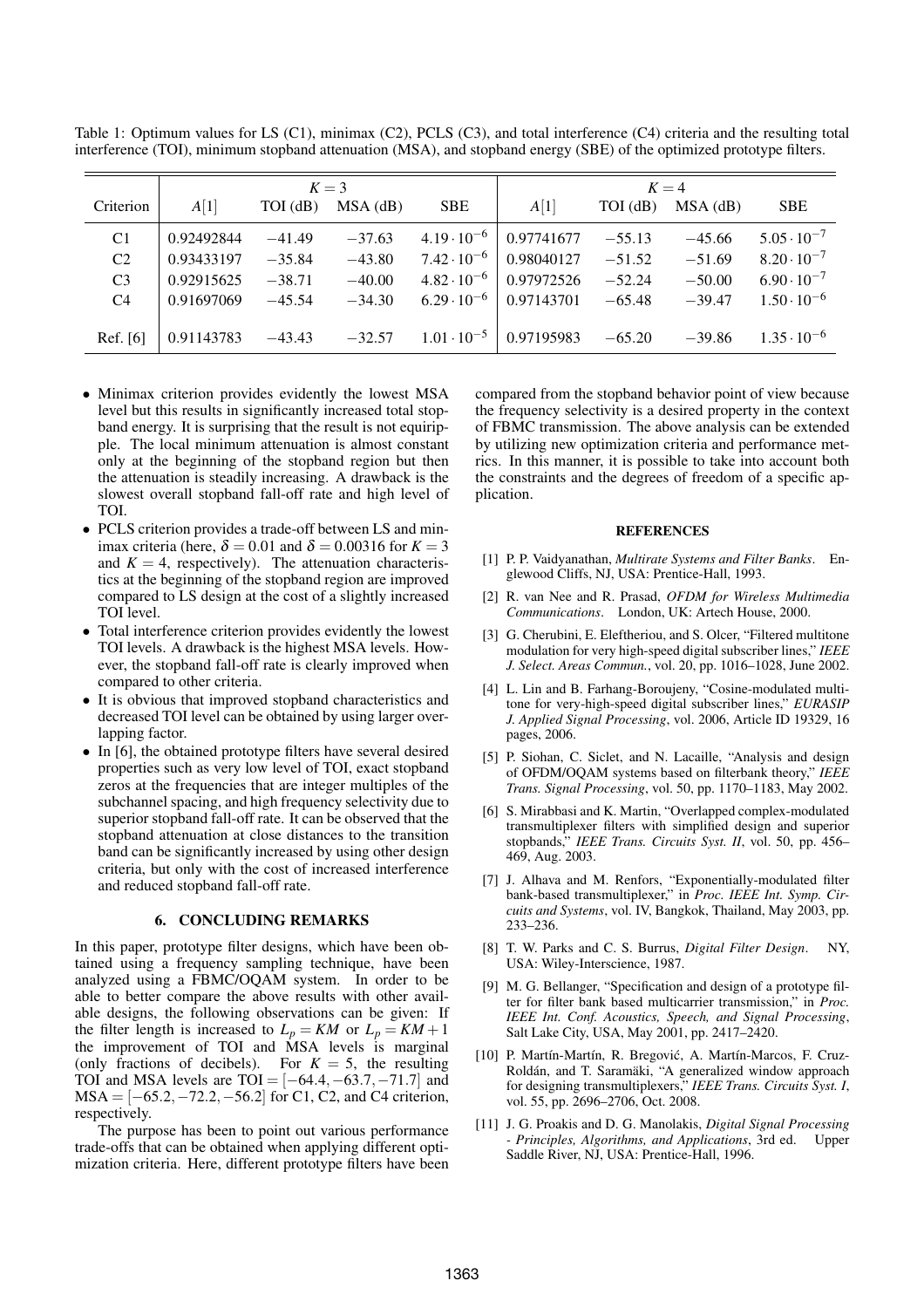Table 1: Optimum values for LS (C1), minimax (C2), PCLS (C3), and total interference (C4) criteria and the resulting total interference (TOI), minimum stopband attenuation (MSA), and stopband energy (SBE) of the optimized prototype filters.

| Criterion | $K=3$ | | | | $K=4$ | | | |
|---|---|---|---|---|---|---|---|---|
| | $A[1]$ | TOI (dB) | MSA (dB) | SBE | $A[1]$ | TOI (dB) | MSA (dB) | SBE |
| C1 | 0.92492844 | $-41.49$ | $-37.63$ | $4.19 \cdot 10^{-6}$ | 0.97741677 | $-55.13$ | $-45.66$ | $5.05 \cdot 10^{-7}$ |
| C2 | 0.93433197 | $-35.84$ | $-43.80$ | $7.42 \cdot 10^{-6}$ | 0.98040127 | $-51.52$ | $-51.69$ | $8.20 \cdot 10^{-7}$ |
| C3 | 0.92915625 | $-38.71$ | $-40.00$ | $4.82 \cdot 10^{-6}$ | 0.97972526 | $-52.24$ | $-50.00$ | $6.90 \cdot 10^{-7}$ |
| C4 | 0.91697069 | $-45.54$ | $-34.30$ | $6.29 \cdot 10^{-6}$ | 0.97143701 | $-65.48$ | $-39.47$ | $1.50 \cdot 10^{-6}$ |
| Ref. [6] | 0.91143783 | $-43.43$ | $-32.57$ | $1.01 \cdot 10^{-5}$ | 0.97195983 | $-65.20$ | $-39.86$ | $1.35 \cdot 10^{-6}$ |

- Minimax criterion provides evidently the lowest MSA level but this results in significantly increased total stopband energy. It is surprising that the result is not equiripple. The local minimum attenuation is almost constant only at the beginning of the stopband region but then the attenuation is steadily increasing. A drawback is the slowest overall stopband fall-off rate and high level of TOI.
- PCLS criterion provides a trade-off between LS and minimax criteria (here, $\delta = 0.01$ and $\delta = 0.00316$ for $K = 3$ and $K = 4$, respectively). The attenuation characteristics at the beginning of the stopband region are improved compared to LS design at the cost of a slightly increased TOI level.
- Total interference criterion provides evidently the lowest TOI levels. A drawback is the highest MSA levels. However, the stopband fall-off rate is clearly improved when compared to other criteria.
- It is obvious that improved stopband characteristics and decreased TOI level can be obtained by using larger overlapping factor.
- In [6], the obtained prototype filters have several desired properties such as very low level of TOI, exact stopband zeros at the frequencies that are integer multiples of the subchannel spacing, and high frequency selectivity due to superior stopband fall-off rate. It can be observed that the stopband attenuation at close distances to the transition band can be significantly increased by using other design criteria, but only with the cost of increased interference and reduced stopband fall-off rate.

## 6. CONCLUDING REMARKS

In this paper, prototype filter designs, which have been obtained using a frequency sampling technique, have been analyzed using a FBMC/OQAM system. In order to be able to better compare the above results with other available designs, the following observations can be given: If the filter length is increased to $L_p = KM$ or $L_p = KM + 1$ the improvement of TOI and MSA levels is marginal (only fractions of decibels). For $K = 5$, the resulting TOI and MSA levels are TOI $= [-64.4, -63.7, -71.7]$ and MSA $= [-65.2, -72.2, -56.2]$ for C1, C2, and C4 criterion, respectively.

The purpose has been to point out various performance trade-offs that can be obtained when applying different optimization criteria. Here, different prototype filters have been compared from the stopband behavior point of view because the frequency selectivity is a desired property in the context of FBMC transmission. The above analysis can be extended by utilizing new optimization criteria and performance metrics. In this manner, it is possible to take into account both the constraints and the degrees of freedom of a specific application.

## REFERENCES

[1] P. P. Vaidyanathan, *Multirate Systems and Filter Banks*. Englewood Cliffs, NJ, USA: Prentice-Hall, 1993.

[2] R. van Nee and R. Prasad, *OFDM for Wireless Multimedia Communications*. London, UK: Artech House, 2000.

[3] G. Cherubini, E. Eleftheriou, and S. Olcer, "Filtered multitone modulation for very high-speed digital subscriber lines," *IEEE J. Select. Areas Commun.*, vol. 20, pp. 1016–1028, June 2002.

[4] L. Lin and B. Farhang-Boroujeny, "Cosine-modulated multitone for very-high-speed digital subscriber lines," *EURASIP J. Applied Signal Processing*, vol. 2006, Article ID 19329, 16 pages, 2006.

[5] P. Siohan, C. Siclet, and N. Lacaille, "Analysis and design of OFDM/OQAM systems based on filterbank theory," *IEEE Trans. Signal Processing*, vol. 50, pp. 1170–1183, May 2002.

[6] S. Mirabbasi and K. Martin, "Overlapped complex-modulated transmultiplexer filters with simplified design and superior stopbands," *IEEE Trans. Circuits Syst. II*, vol. 50, pp. 456–469, Aug. 2003.

[7] J. Alhava and M. Renfors, "Exponentially-modulated filter bank-based transmultiplexer," in *Proc. IEEE Int. Symp. Circuits and Systems*, vol. IV, Bangkok, Thailand, May 2003, pp. 233–236.

[8] T. W. Parks and C. S. Burrus, *Digital Filter Design*. NY, USA: Wiley-Interscience, 1987.

[9] M. G. Bellanger, "Specification and design of a prototype filter for filter bank based multicarrier transmission," in *Proc. IEEE Int. Conf. Acoustics, Speech, and Signal Processing*, Salt Lake City, USA, May 2001, pp. 2417–2420.

[10] P. Martín-Martín, R. Bregović, A. Martín-Marcos, F. Cruz-Roldán, and T. Saramäki, "A generalized window approach for designing transmultiplexers," *IEEE Trans. Circuits Syst. I*, vol. 55, pp. 2696–2706, Oct. 2008.

[11] J. G. Proakis and D. G. Manolakis, *Digital Signal Processing - Principles, Algorithms, and Applications*, 3rd ed. Upper Saddle River, NJ, USA: Prentice-Hall, 1996.